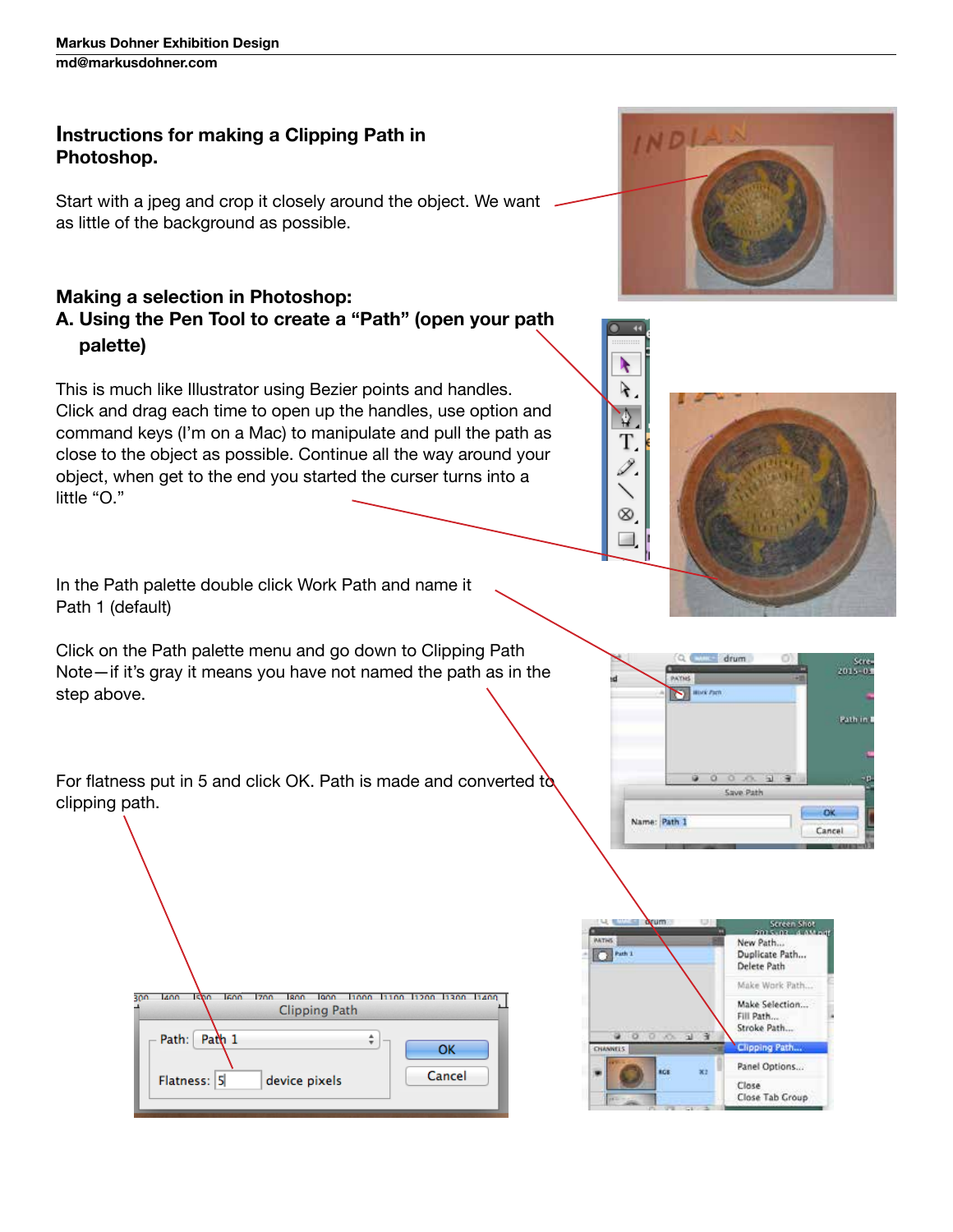**Markus Dohner Exhibition Design**
**md@markusdohner.com**

## Instructions for making a Clipping Path in Photoshop.

Start with a jpeg and crop it closely around the object. We want as little of the background as possible.

### Making a selection in Photoshop:
### A. Using the Pen Tool to create a "Path" (open your path palette)

This is much like Illustrator using Bezier points and handles. Click and drag each time to open up the handles, use option and command keys (I'm on a Mac) to manipulate and pull the path as close to the object as possible. Continue all the way around your object, when get to the end you started the curser turns into a little "O."

In the Path palette double click Work Path and name it Path 1 (default)

Click on the Path palette menu and go down to Clipping Path Note—if it's gray it means you have not named the path as in the step above.

For flatness put in 5 and click OK. Path is made and converted to clipping path.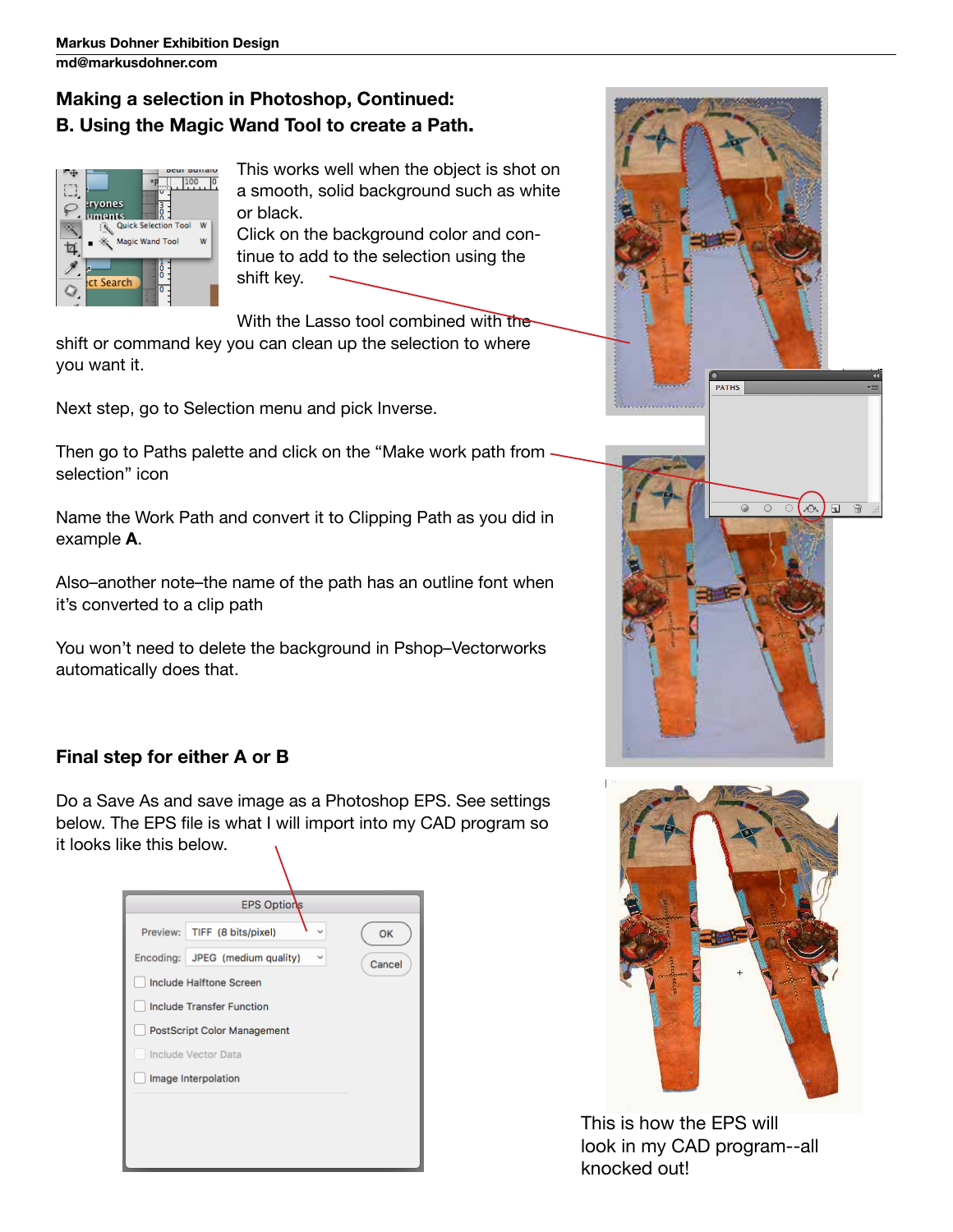## Making a selection in Photoshop, Continued:
## B. Using the Magic Wand Tool to create a Path.

This works well when the object is shot on a smooth, solid background such as white or black.
Click on the background color and continue to add to the selection using the shift key.

With the Lasso tool combined with the shift or command key you can clean up the selection to where you want it.

Next step, go to Selection menu and pick Inverse.

Then go to Paths palette and click on the "Make work path from selection" icon

Name the Work Path and convert it to Clipping Path as you did in example **A**.

Also–another note–the name of the path has an outline font when it's converted to a clip path

You won't need to delete the background in Pshop–Vectorworks automatically does that.

### Final step for either A or B

Do a Save As and save image as a Photoshop EPS. See settings below. The EPS file is what I will import into my CAD program so it looks like this below.

This is how the EPS will look in my CAD program--all knocked out!